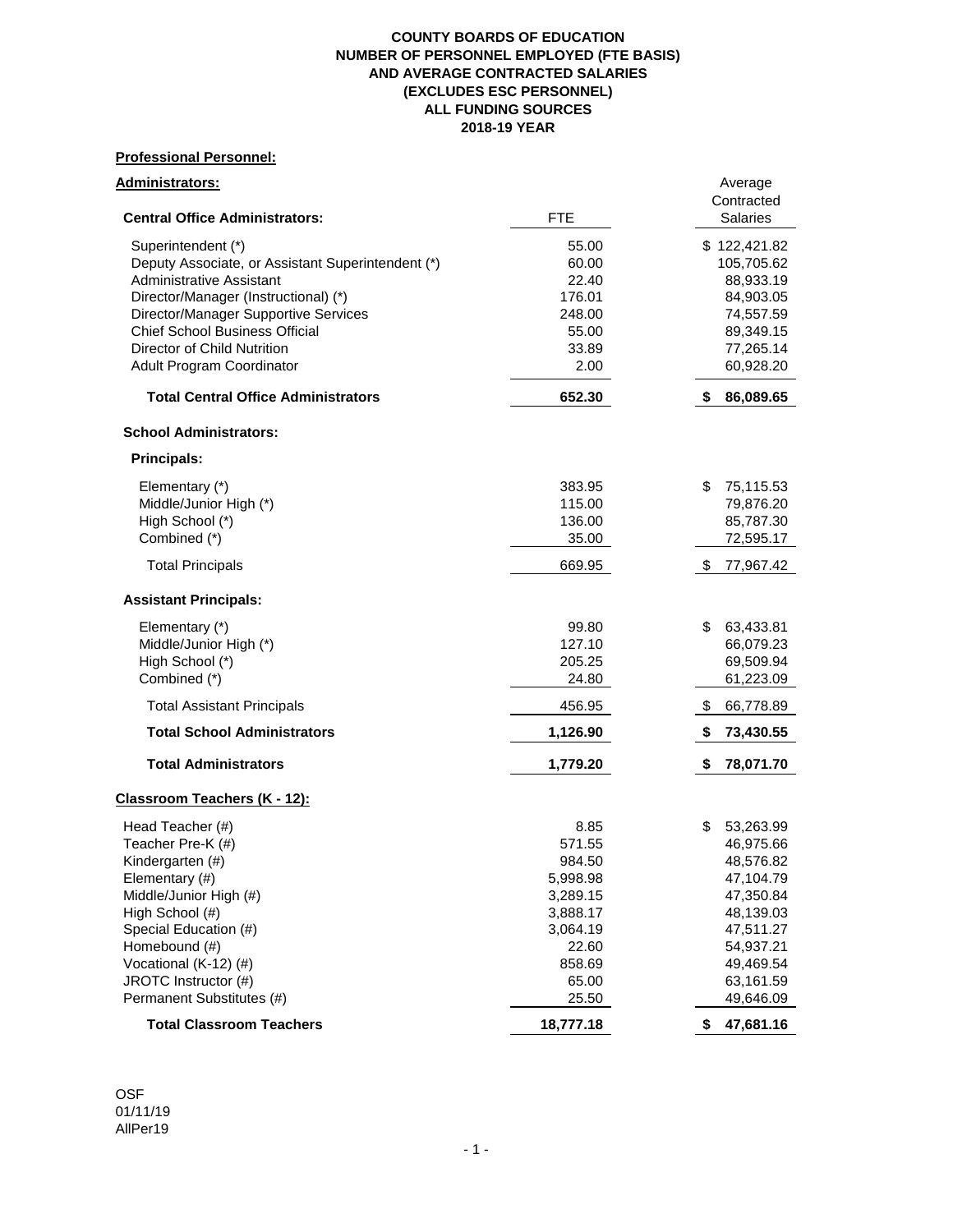**COUNTY BOARDS OF EDUCATION**
**NUMBER OF PERSONNEL EMPLOYED (FTE BASIS)**
**AND AVERAGE CONTRACTED SALARIES**
**(EXCLUDES ESC PERSONNEL)**
**ALL FUNDING SOURCES**
**2018-19 YEAR**

**Professional Personnel:**

**Administrators:**

| Central Office Administrators: | FTE | Average Contracted Salaries |
|---|---|---|
| Superintendent (*) | 55.00 | $ 122,421.82 |
| Deputy Associate, or Assistant Superintendent (*) | 60.00 | 105,705.62 |
| Administrative Assistant | 22.40 | 88,933.19 |
| Director/Manager (Instructional) (*) | 176.01 | 84,903.05 |
| Director/Manager Supportive Services | 248.00 | 74,557.59 |
| Chief School Business Official | 55.00 | 89,349.15 |
| Director of Child Nutrition | 33.89 | 77,265.14 |
| Adult Program Coordinator | 2.00 | 60,928.20 |
| **Total Central Office Administrators** | **652.30** | **$ 86,089.65** |
| **School Administrators:** | | |
| **Principals:** | | |
| Elementary (*) | 383.95 | $ 75,115.53 |
| Middle/Junior High (*) | 115.00 | 79,876.20 |
| High School (*) | 136.00 | 85,787.30 |
| Combined (*) | 35.00 | 72,595.17 |
| Total Principals | 669.95 | $ 77,967.42 |
| **Assistant Principals:** | | |
| Elementary (*) | 99.80 | $ 63,433.81 |
| Middle/Junior High (*) | 127.10 | 66,079.23 |
| High School (*) | 205.25 | 69,509.94 |
| Combined (*) | 24.80 | 61,223.09 |
| Total Assistant Principals | 456.95 | $ 66,778.89 |
| **Total School Administrators** | **1,126.90** | **$ 73,430.55** |
| **Total Administrators** | **1,779.20** | **$ 78,071.70** |

**Classroom Teachers (K - 12):**

| | FTE | Average Contracted Salaries |
|---|---|---|
| Head Teacher (#) | 8.85 | $ 53,263.99 |
| Teacher Pre-K (#) | 571.55 | 46,975.66 |
| Kindergarten (#) | 984.50 | 48,576.82 |
| Elementary (#) | 5,998.98 | 47,104.79 |
| Middle/Junior High (#) | 3,289.15 | 47,350.84 |
| High School (#) | 3,888.17 | 48,139.03 |
| Special Education (#) | 3,064.19 | 47,511.27 |
| Homebound (#) | 22.60 | 54,937.21 |
| Vocational (K-12) (#) | 858.69 | 49,469.54 |
| JROTC Instructor (#) | 65.00 | 63,161.59 |
| Permanent Substitutes (#) | 25.50 | 49,646.09 |
| **Total Classroom Teachers** | **18,777.18** | **$ 47,681.16** |

OSF
01/11/19
AllPer19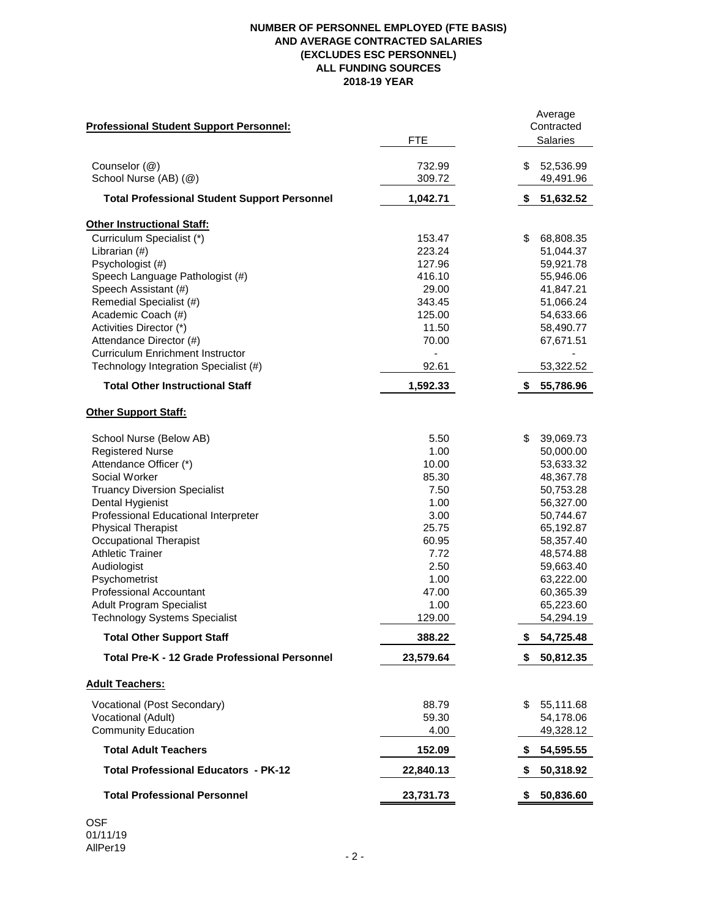**NUMBER OF PERSONNEL EMPLOYED (FTE BASIS)**
**AND AVERAGE CONTRACTED SALARIES**
**(EXCLUDES ESC PERSONNEL)**
**ALL FUNDING SOURCES**
**2018-19 YEAR**

| **Professional Student Support Personnel:** | FTE | Average Contracted Salaries |
|---|---|---|
| Counselor (@) | 732.99 | $ 52,536.99 |
| School Nurse (AB) (@) | 309.72 | 49,491.96 |
| **Total Professional Student Support Personnel** | **1,042.71** | **$ 51,632.52** |
| **Other Instructional Staff:** | | |
| Curriculum Specialist (*) | 153.47 | $ 68,808.35 |
| Librarian (#) | 223.24 | 51,044.37 |
| Psychologist (#) | 127.96 | 59,921.78 |
| Speech Language Pathologist (#) | 416.10 | 55,946.06 |
| Speech Assistant (#) | 29.00 | 41,847.21 |
| Remedial Specialist (#) | 343.45 | 51,066.24 |
| Academic Coach (#) | 125.00 | 54,633.66 |
| Activities Director (*) | 11.50 | 58,490.77 |
| Attendance Director (#) | 70.00 | 67,671.51 |
| Curriculum Enrichment Instructor | - | - |
| Technology Integration Specialist (#) | 92.61 | 53,322.52 |
| **Total Other Instructional Staff** | **1,592.33** | **$ 55,786.96** |
| **Other Support Staff:** | | |
| School Nurse (Below AB) | 5.50 | $ 39,069.73 |
| Registered Nurse | 1.00 | 50,000.00 |
| Attendance Officer (*) | 10.00 | 53,633.32 |
| Social Worker | 85.30 | 48,367.78 |
| Truancy Diversion Specialist | 7.50 | 50,753.28 |
| Dental Hygienist | 1.00 | 56,327.00 |
| Professional Educational Interpreter | 3.00 | 50,744.67 |
| Physical Therapist | 25.75 | 65,192.87 |
| Occupational Therapist | 60.95 | 58,357.40 |
| Athletic Trainer | 7.72 | 48,574.88 |
| Audiologist | 2.50 | 59,663.40 |
| Psychometrist | 1.00 | 63,222.00 |
| Professional Accountant | 47.00 | 60,365.39 |
| Adult Program Specialist | 1.00 | 65,223.60 |
| Technology Systems Specialist | 129.00 | 54,294.19 |
| **Total Other Support Staff** | **388.22** | **$ 54,725.48** |
| **Total Pre-K - 12 Grade Professional Personnel** | **23,579.64** | **$ 50,812.35** |
| **Adult Teachers:** | | |
| Vocational (Post Secondary) | 88.79 | $ 55,111.68 |
| Vocational (Adult) | 59.30 | 54,178.06 |
| Community Education | 4.00 | 49,328.12 |
| **Total Adult Teachers** | **152.09** | **$ 54,595.55** |
| **Total Professional Educators - PK-12** | **22,840.13** | **$ 50,318.92** |
| **Total Professional Personnel** | **23,731.73** | **$ 50,836.60** |

OSF
01/11/19
AllPer19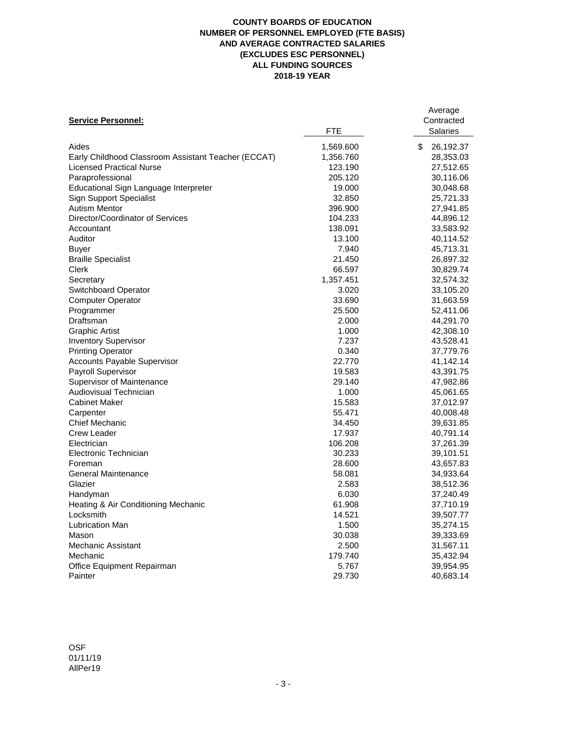**COUNTY BOARDS OF EDUCATION**
**NUMBER OF PERSONNEL EMPLOYED (FTE BASIS)**
**AND AVERAGE CONTRACTED SALARIES**
**(EXCLUDES ESC PERSONNEL)**
**ALL FUNDING SOURCES**
**2018-19 YEAR**

| **Service Personnel:** | FTE | Average Contracted Salaries |
|---|---|---|
| Aides | 1,569.600 | $ 26,192.37 |
| Early Childhood Classroom Assistant Teacher (ECCAT) | 1,356.760 | 28,353.03 |
| Licensed Practical Nurse | 123.190 | 27,512.65 |
| Paraprofessional | 205.120 | 30,116.06 |
| Educational Sign Language Interpreter | 19.000 | 30,048.68 |
| Sign Support Specialist | 32.850 | 25,721.33 |
| Autism Mentor | 396.900 | 27,941.85 |
| Director/Coordinator of Services | 104.233 | 44,896.12 |
| Accountant | 138.091 | 33,583.92 |
| Auditor | 13.100 | 40,114.52 |
| Buyer | 7.940 | 45,713.31 |
| Braille Specialist | 21.450 | 26,897.32 |
| Clerk | 66.597 | 30,829.74 |
| Secretary | 1,357.451 | 32,574.32 |
| Switchboard Operator | 3.020 | 33,105.20 |
| Computer Operator | 33.690 | 31,663.59 |
| Programmer | 25.500 | 52,411.06 |
| Draftsman | 2.000 | 44,291.70 |
| Graphic Artist | 1.000 | 42,308.10 |
| Inventory Supervisor | 7.237 | 43,528.41 |
| Printing Operator | 0.340 | 37,779.76 |
| Accounts Payable Supervisor | 22.770 | 41,142.14 |
| Payroll Supervisor | 19.583 | 43,391.75 |
| Supervisor of Maintenance | 29.140 | 47,982.86 |
| Audiovisual Technician | 1.000 | 45,061.65 |
| Cabinet Maker | 15.583 | 37,012.97 |
| Carpenter | 55.471 | 40,008.48 |
| Chief Mechanic | 34.450 | 39,631.85 |
| Crew Leader | 17.937 | 40,791.14 |
| Electrician | 106.208 | 37,261.39 |
| Electronic Technician | 30.233 | 39,101.51 |
| Foreman | 28.600 | 43,657.83 |
| General Maintenance | 58.081 | 34,933.64 |
| Glazier | 2.583 | 38,512.36 |
| Handyman | 6.030 | 37,240.49 |
| Heating & Air Conditioning Mechanic | 61.908 | 37,710.19 |
| Locksmith | 14.521 | 39,507.77 |
| Lubrication Man | 1.500 | 35,274.15 |
| Mason | 30.038 | 39,333.69 |
| Mechanic Assistant | 2.500 | 31,567.11 |
| Mechanic | 179.740 | 35,432.94 |
| Office Equipment Repairman | 5.767 | 39,954.95 |
| Painter | 29.730 | 40,683.14 |

OSF
01/11/19
AllPer19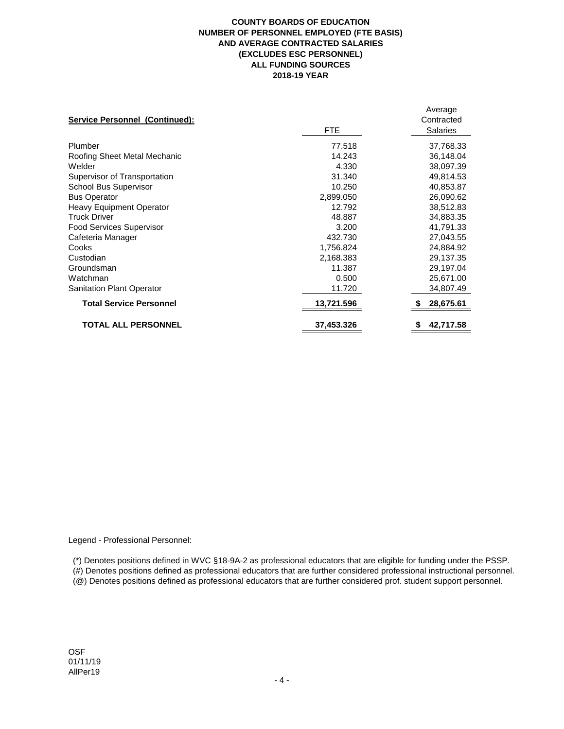# COUNTY BOARDS OF EDUCATION
# NUMBER OF PERSONNEL EMPLOYED (FTE BASIS) AND AVERAGE CONTRACTED SALARIES (EXCLUDES ESC PERSONNEL) ALL FUNDING SOURCES 2018-19 YEAR

| **Service Personnel (Continued):** | FTE | Average Contracted Salaries |
|---|---|---|
| Plumber | 77.518 | 37,768.33 |
| Roofing Sheet Metal Mechanic | 14.243 | 36,148.04 |
| Welder | 4.330 | 38,097.39 |
| Supervisor of Transportation | 31.340 | 49,814.53 |
| School Bus Supervisor | 10.250 | 40,853.87 |
| Bus Operator | 2,899.050 | 26,090.62 |
| Heavy Equipment Operator | 12.792 | 38,512.83 |
| Truck Driver | 48.887 | 34,883.35 |
| Food Services Supervisor | 3.200 | 41,791.33 |
| Cafeteria Manager | 432.730 | 27,043.55 |
| Cooks | 1,756.824 | 24,884.92 |
| Custodian | 2,168.383 | 29,137.35 |
| Groundsman | 11.387 | 29,197.04 |
| Watchman | 0.500 | 25,671.00 |
| Sanitation Plant Operator | 11.720 | 34,807.49 |
| **Total Service Personnel** | **13,721.596** | **$ 28,675.61** |
| **TOTAL ALL PERSONNEL** | **37,453.326** | **$ 42,717.58** |

Legend - Professional Personnel:

(*) Denotes positions defined in WVC §18-9A-2 as professional educators that are eligible for funding under the PSSP.
(#) Denotes positions defined as professional educators that are further considered professional instructional personnel.
(@) Denotes positions defined as professional educators that are further considered prof. student support personnel.

OSF
01/11/19
AllPer19